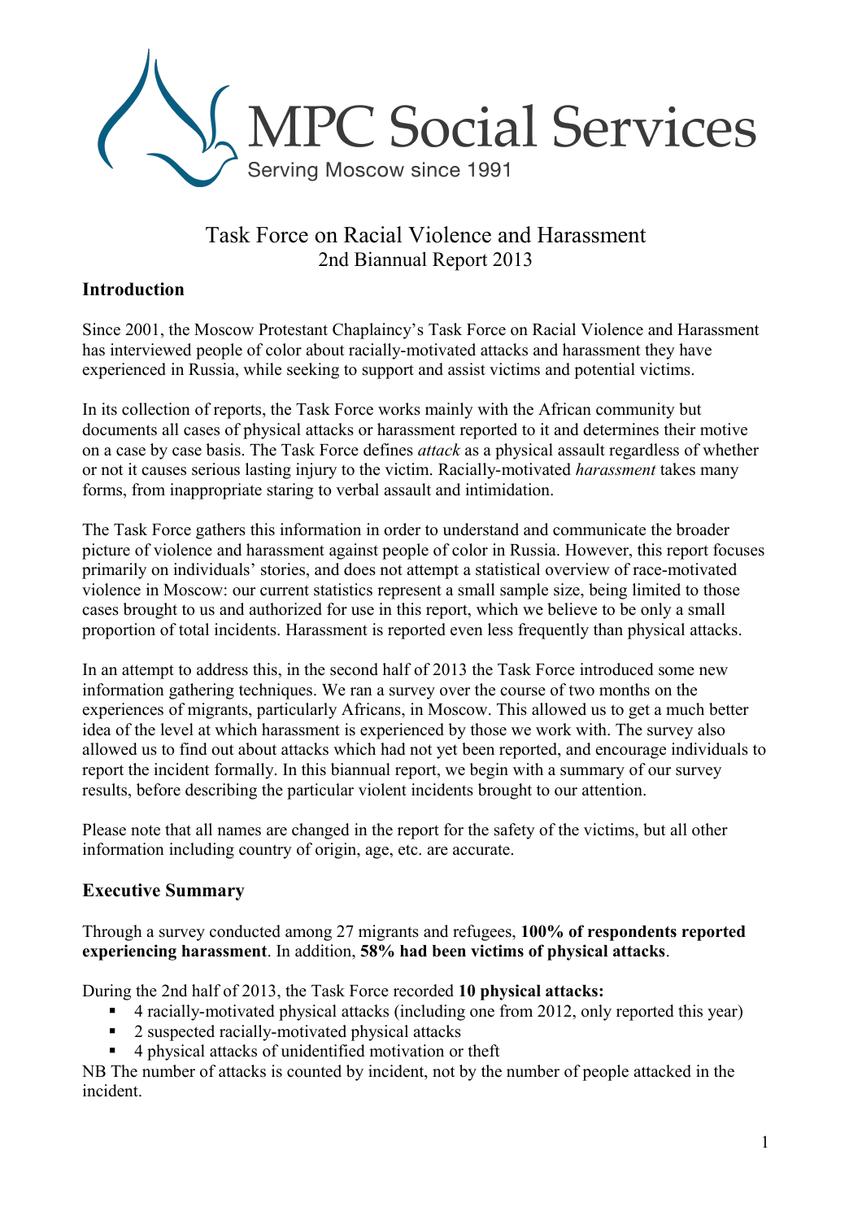MPC Social Services

Serving Moscow since 1991

# Task Force on Racial Violence and Harassment
## 2nd Biannual Report 2013

### Introduction

Since 2001, the Moscow Protestant Chaplaincy's Task Force on Racial Violence and Harassment has interviewed people of color about racially-motivated attacks and harassment they have experienced in Russia, while seeking to support and assist victims and potential victims.

In its collection of reports, the Task Force works mainly with the African community but documents all cases of physical attacks or harassment reported to it and determines their motive on a case by case basis. The Task Force defines *attack* as a physical assault regardless of whether or not it causes serious lasting injury to the victim. Racially-motivated *harassment* takes many forms, from inappropriate staring to verbal assault and intimidation.

The Task Force gathers this information in order to understand and communicate the broader picture of violence and harassment against people of color in Russia. However, this report focuses primarily on individuals' stories, and does not attempt a statistical overview of race-motivated violence in Moscow: our current statistics represent a small sample size, being limited to those cases brought to us and authorized for use in this report, which we believe to be only a small proportion of total incidents. Harassment is reported even less frequently than physical attacks.

In an attempt to address this, in the second half of 2013 the Task Force introduced some new information gathering techniques. We ran a survey over the course of two months on the experiences of migrants, particularly Africans, in Moscow. This allowed us to get a much better idea of the level at which harassment is experienced by those we work with. The survey also allowed us to find out about attacks which had not yet been reported, and encourage individuals to report the incident formally. In this biannual report, we begin with a summary of our survey results, before describing the particular violent incidents brought to our attention.

Please note that all names are changed in the report for the safety of the victims, but all other information including country of origin, age, etc. are accurate.

### Executive Summary

Through a survey conducted among 27 migrants and refugees, **100% of respondents reported experiencing harassment**. In addition, **58% had been victims of physical attacks**.

During the 2nd half of 2013, the Task Force recorded **10 physical attacks:**

- 4 racially-motivated physical attacks (including one from 2012, only reported this year)
- 2 suspected racially-motivated physical attacks
- 4 physical attacks of unidentified motivation or theft

NB The number of attacks is counted by incident, not by the number of people attacked in the incident.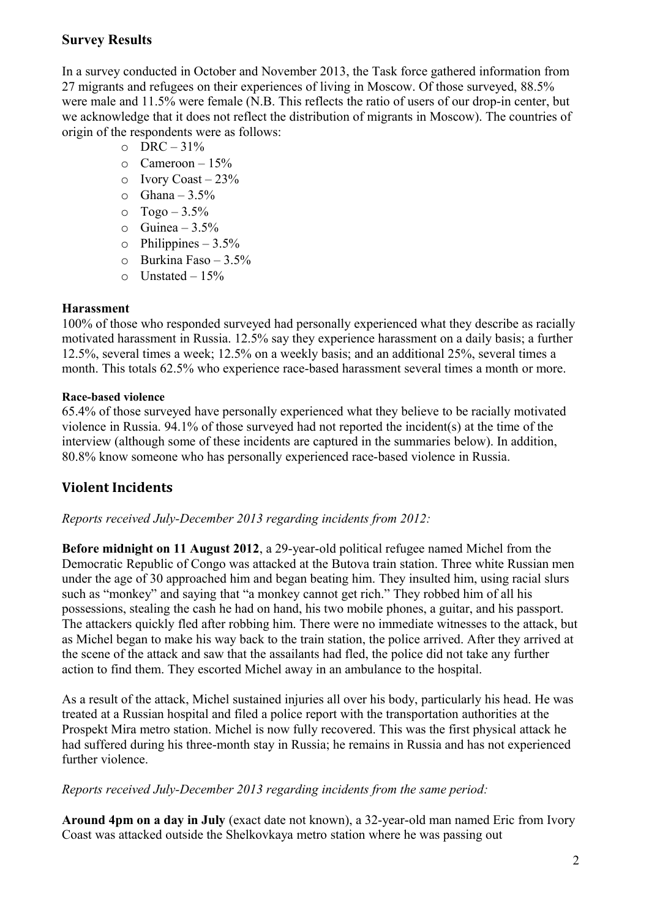## Survey Results

In a survey conducted in October and November 2013, the Task force gathered information from 27 migrants and refugees on their experiences of living in Moscow. Of those surveyed, 88.5% were male and 11.5% were female (N.B. This reflects the ratio of users of our drop-in center, but we acknowledge that it does not reflect the distribution of migrants in Moscow). The countries of origin of the respondents were as follows:

- DRC – 31%
- Cameroon – 15%
- Ivory Coast – 23%
- Ghana – 3.5%
- Togo – 3.5%
- Guinea – 3.5%
- Philippines – 3.5%
- Burkina Faso – 3.5%
- Unstated – 15%

### Harassment

100% of those who responded surveyed had personally experienced what they describe as racially motivated harassment in Russia. 12.5% say they experience harassment on a daily basis; a further 12.5%, several times a week; 12.5% on a weekly basis; and an additional 25%, several times a month. This totals 62.5% who experience race-based harassment several times a month or more.

#### Race-based violence

65.4% of those surveyed have personally experienced what they believe to be racially motivated violence in Russia. 94.1% of those surveyed had not reported the incident(s) at the time of the interview (although some of these incidents are captured in the summaries below). In addition, 80.8% know someone who has personally experienced race-based violence in Russia.

## Violent Incidents

*Reports received July-December 2013 regarding incidents from 2012:*

**Before midnight on 11 August 2012**, a 29-year-old political refugee named Michel from the Democratic Republic of Congo was attacked at the Butova train station. Three white Russian men under the age of 30 approached him and began beating him. They insulted him, using racial slurs such as "monkey" and saying that "a monkey cannot get rich." They robbed him of all his possessions, stealing the cash he had on hand, his two mobile phones, a guitar, and his passport. The attackers quickly fled after robbing him. There were no immediate witnesses to the attack, but as Michel began to make his way back to the train station, the police arrived. After they arrived at the scene of the attack and saw that the assailants had fled, the police did not take any further action to find them. They escorted Michel away in an ambulance to the hospital.

As a result of the attack, Michel sustained injuries all over his body, particularly his head. He was treated at a Russian hospital and filed a police report with the transportation authorities at the Prospekt Mira metro station. Michel is now fully recovered. This was the first physical attack he had suffered during his three-month stay in Russia; he remains in Russia and has not experienced further violence.

*Reports received July-December 2013 regarding incidents from the same period:*

**Around 4pm on a day in July** (exact date not known), a 32-year-old man named Eric from Ivory Coast was attacked outside the Shelkovkaya metro station where he was passing out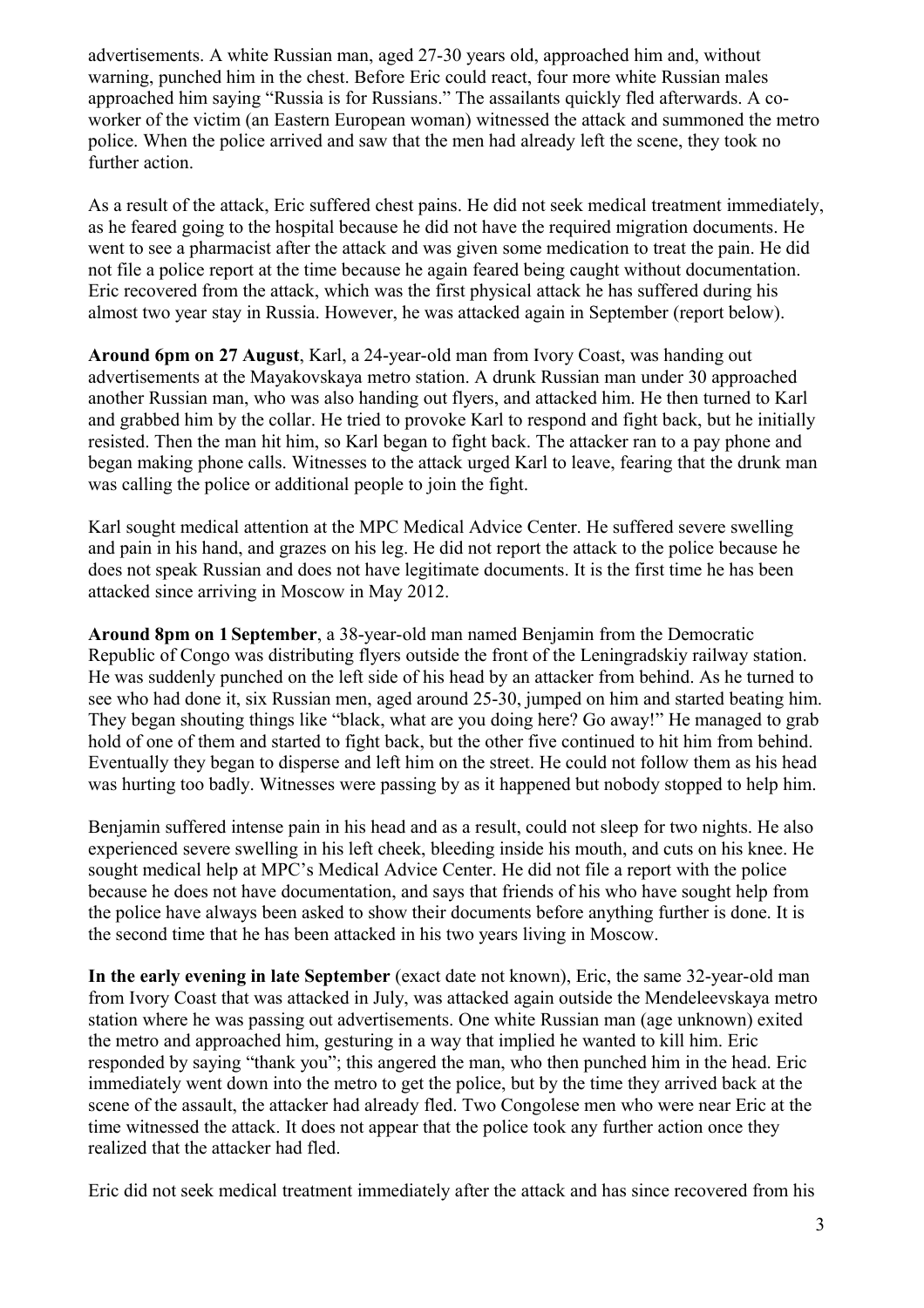advertisements. A white Russian man, aged 27-30 years old, approached him and, without warning, punched him in the chest. Before Eric could react, four more white Russian males approached him saying "Russia is for Russians." The assailants quickly fled afterwards. A co-worker of the victim (an Eastern European woman) witnessed the attack and summoned the metro police. When the police arrived and saw that the men had already left the scene, they took no further action.

As a result of the attack, Eric suffered chest pains. He did not seek medical treatment immediately, as he feared going to the hospital because he did not have the required migration documents. He went to see a pharmacist after the attack and was given some medication to treat the pain. He did not file a police report at the time because he again feared being caught without documentation. Eric recovered from the attack, which was the first physical attack he has suffered during his almost two year stay in Russia. However, he was attacked again in September (report below).

**Around 6pm on 27 August**, Karl, a 24-year-old man from Ivory Coast, was handing out advertisements at the Mayakovskaya metro station. A drunk Russian man under 30 approached another Russian man, who was also handing out flyers, and attacked him. He then turned to Karl and grabbed him by the collar. He tried to provoke Karl to respond and fight back, but he initially resisted. Then the man hit him, so Karl began to fight back. The attacker ran to a pay phone and began making phone calls. Witnesses to the attack urged Karl to leave, fearing that the drunk man was calling the police or additional people to join the fight.

Karl sought medical attention at the MPC Medical Advice Center. He suffered severe swelling and pain in his hand, and grazes on his leg. He did not report the attack to the police because he does not speak Russian and does not have legitimate documents. It is the first time he has been attacked since arriving in Moscow in May 2012.

**Around 8pm on 1 September**, a 38-year-old man named Benjamin from the Democratic Republic of Congo was distributing flyers outside the front of the Leningradskiy railway station. He was suddenly punched on the left side of his head by an attacker from behind. As he turned to see who had done it, six Russian men, aged around 25-30, jumped on him and started beating him. They began shouting things like "black, what are you doing here? Go away!" He managed to grab hold of one of them and started to fight back, but the other five continued to hit him from behind. Eventually they began to disperse and left him on the street. He could not follow them as his head was hurting too badly. Witnesses were passing by as it happened but nobody stopped to help him.

Benjamin suffered intense pain in his head and as a result, could not sleep for two nights. He also experienced severe swelling in his left cheek, bleeding inside his mouth, and cuts on his knee. He sought medical help at MPC's Medical Advice Center. He did not file a report with the police because he does not have documentation, and says that friends of his who have sought help from the police have always been asked to show their documents before anything further is done. It is the second time that he has been attacked in his two years living in Moscow.

**In the early evening in late September** (exact date not known), Eric, the same 32-year-old man from Ivory Coast that was attacked in July, was attacked again outside the Mendeleevskaya metro station where he was passing out advertisements. One white Russian man (age unknown) exited the metro and approached him, gesturing in a way that implied he wanted to kill him. Eric responded by saying "thank you"; this angered the man, who then punched him in the head. Eric immediately went down into the metro to get the police, but by the time they arrived back at the scene of the assault, the attacker had already fled. Two Congolese men who were near Eric at the time witnessed the attack. It does not appear that the police took any further action once they realized that the attacker had fled.

Eric did not seek medical treatment immediately after the attack and has since recovered from his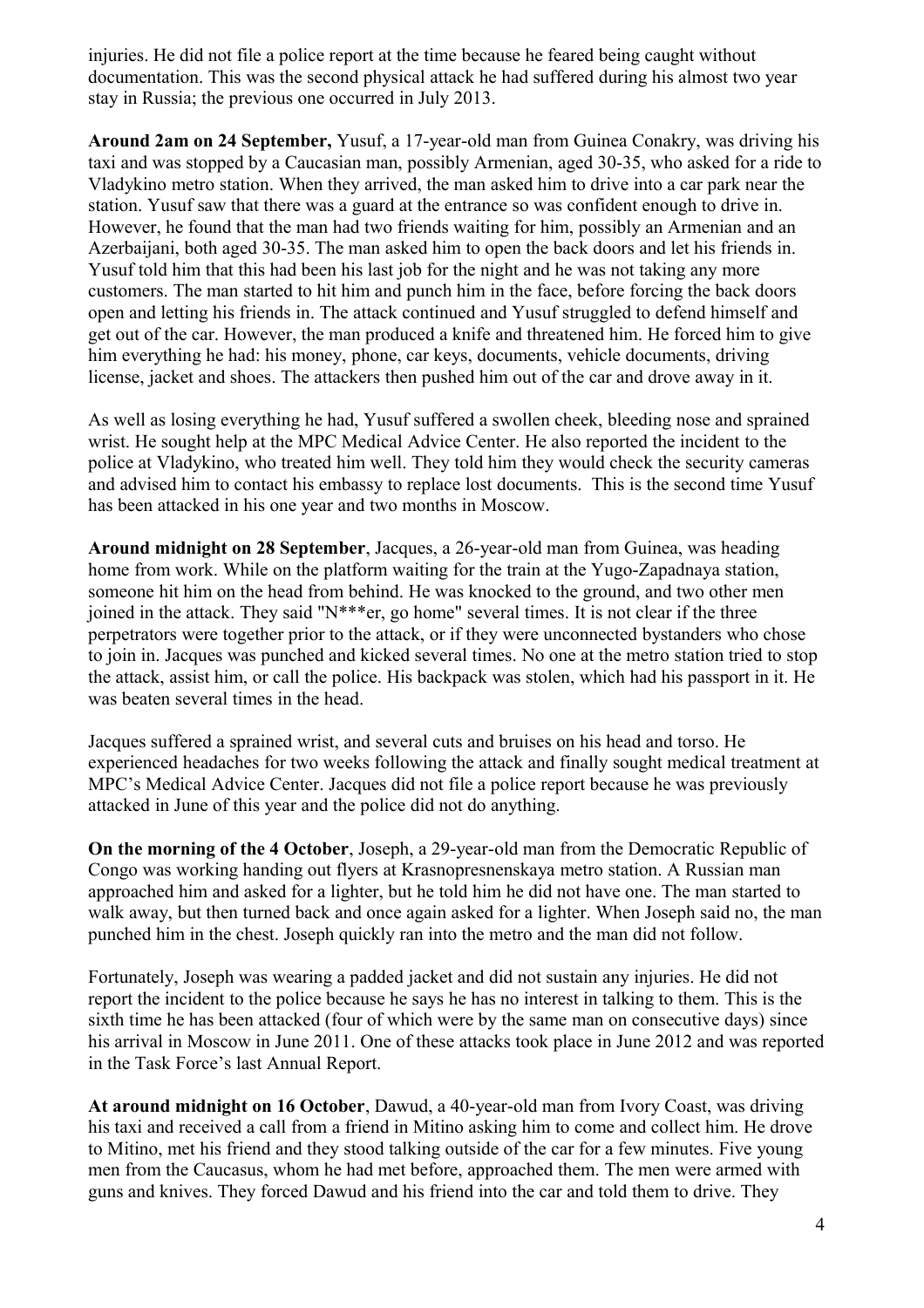injuries. He did not file a police report at the time because he feared being caught without documentation. This was the second physical attack he had suffered during his almost two year stay in Russia; the previous one occurred in July 2013.

**Around 2am on 24 September,** Yusuf, a 17-year-old man from Guinea Conakry, was driving his taxi and was stopped by a Caucasian man, possibly Armenian, aged 30-35, who asked for a ride to Vladykino metro station. When they arrived, the man asked him to drive into a car park near the station. Yusuf saw that there was a guard at the entrance so was confident enough to drive in. However, he found that the man had two friends waiting for him, possibly an Armenian and an Azerbaijani, both aged 30-35. The man asked him to open the back doors and let his friends in. Yusuf told him that this had been his last job for the night and he was not taking any more customers. The man started to hit him and punch him in the face, before forcing the back doors open and letting his friends in. The attack continued and Yusuf struggled to defend himself and get out of the car. However, the man produced a knife and threatened him. He forced him to give him everything he had: his money, phone, car keys, documents, vehicle documents, driving license, jacket and shoes. The attackers then pushed him out of the car and drove away in it.

As well as losing everything he had, Yusuf suffered a swollen cheek, bleeding nose and sprained wrist. He sought help at the MPC Medical Advice Center. He also reported the incident to the police at Vladykino, who treated him well. They told him they would check the security cameras and advised him to contact his embassy to replace lost documents. This is the second time Yusuf has been attacked in his one year and two months in Moscow.

**Around midnight on 28 September**, Jacques, a 26-year-old man from Guinea, was heading home from work. While on the platform waiting for the train at the Yugo-Zapadnaya station, someone hit him on the head from behind. He was knocked to the ground, and two other men joined in the attack. They said "N***er, go home" several times. It is not clear if the three perpetrators were together prior to the attack, or if they were unconnected bystanders who chose to join in. Jacques was punched and kicked several times. No one at the metro station tried to stop the attack, assist him, or call the police. His backpack was stolen, which had his passport in it. He was beaten several times in the head.

Jacques suffered a sprained wrist, and several cuts and bruises on his head and torso. He experienced headaches for two weeks following the attack and finally sought medical treatment at MPC's Medical Advice Center. Jacques did not file a police report because he was previously attacked in June of this year and the police did not do anything.

**On the morning of the 4 October**, Joseph, a 29-year-old man from the Democratic Republic of Congo was working handing out flyers at Krasnopresnenskaya metro station. A Russian man approached him and asked for a lighter, but he told him he did not have one. The man started to walk away, but then turned back and once again asked for a lighter. When Joseph said no, the man punched him in the chest. Joseph quickly ran into the metro and the man did not follow.

Fortunately, Joseph was wearing a padded jacket and did not sustain any injuries. He did not report the incident to the police because he says he has no interest in talking to them. This is the sixth time he has been attacked (four of which were by the same man on consecutive days) since his arrival in Moscow in June 2011. One of these attacks took place in June 2012 and was reported in the Task Force's last Annual Report.

**At around midnight on 16 October**, Dawud, a 40-year-old man from Ivory Coast, was driving his taxi and received a call from a friend in Mitino asking him to come and collect him. He drove to Mitino, met his friend and they stood talking outside of the car for a few minutes. Five young men from the Caucasus, whom he had met before, approached them. The men were armed with guns and knives. They forced Dawud and his friend into the car and told them to drive. They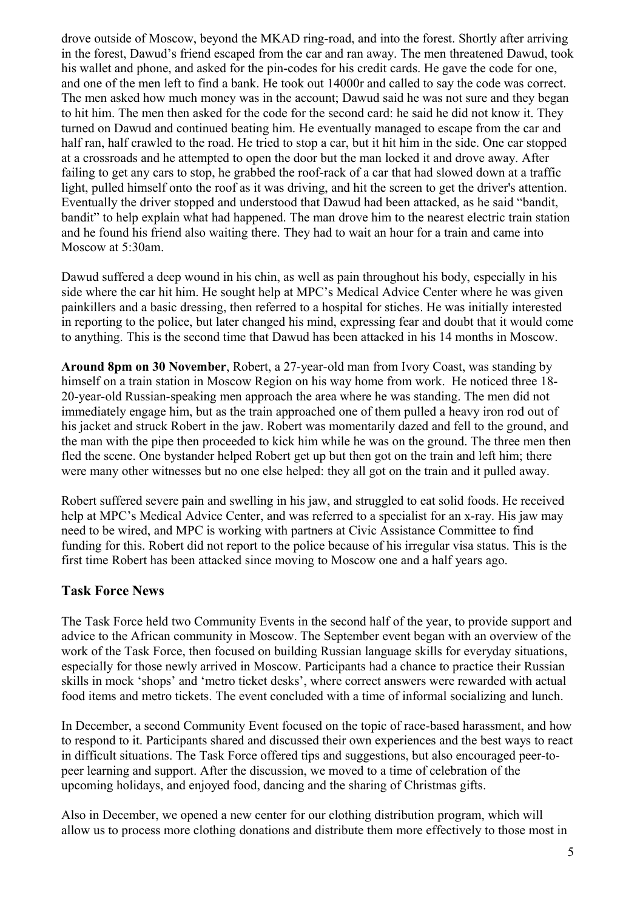drove outside of Moscow, beyond the MKAD ring-road, and into the forest. Shortly after arriving in the forest, Dawud's friend escaped from the car and ran away. The men threatened Dawud, took his wallet and phone, and asked for the pin-codes for his credit cards. He gave the code for one, and one of the men left to find a bank. He took out 14000r and called to say the code was correct. The men asked how much money was in the account; Dawud said he was not sure and they began to hit him. The men then asked for the code for the second card: he said he did not know it. They turned on Dawud and continued beating him. He eventually managed to escape from the car and half ran, half crawled to the road. He tried to stop a car, but it hit him in the side. One car stopped at a crossroads and he attempted to open the door but the man locked it and drove away. After failing to get any cars to stop, he grabbed the roof-rack of a car that had slowed down at a traffic light, pulled himself onto the roof as it was driving, and hit the screen to get the driver's attention. Eventually the driver stopped and understood that Dawud had been attacked, as he said "bandit, bandit" to help explain what had happened. The man drove him to the nearest electric train station and he found his friend also waiting there. They had to wait an hour for a train and came into Moscow at 5:30am.

Dawud suffered a deep wound in his chin, as well as pain throughout his body, especially in his side where the car hit him. He sought help at MPC's Medical Advice Center where he was given painkillers and a basic dressing, then referred to a hospital for stiches. He was initially interested in reporting to the police, but later changed his mind, expressing fear and doubt that it would come to anything. This is the second time that Dawud has been attacked in his 14 months in Moscow.

**Around 8pm on 30 November**, Robert, a 27-year-old man from Ivory Coast, was standing by himself on a train station in Moscow Region on his way home from work. He noticed three 18-20-year-old Russian-speaking men approach the area where he was standing. The men did not immediately engage him, but as the train approached one of them pulled a heavy iron rod out of his jacket and struck Robert in the jaw. Robert was momentarily dazed and fell to the ground, and the man with the pipe then proceeded to kick him while he was on the ground. The three men then fled the scene. One bystander helped Robert get up but then got on the train and left him; there were many other witnesses but no one else helped: they all got on the train and it pulled away.

Robert suffered severe pain and swelling in his jaw, and struggled to eat solid foods. He received help at MPC's Medical Advice Center, and was referred to a specialist for an x-ray. His jaw may need to be wired, and MPC is working with partners at Civic Assistance Committee to find funding for this. Robert did not report to the police because of his irregular visa status. This is the first time Robert has been attacked since moving to Moscow one and a half years ago.

## Task Force News

The Task Force held two Community Events in the second half of the year, to provide support and advice to the African community in Moscow. The September event began with an overview of the work of the Task Force, then focused on building Russian language skills for everyday situations, especially for those newly arrived in Moscow. Participants had a chance to practice their Russian skills in mock 'shops' and 'metro ticket desks', where correct answers were rewarded with actual food items and metro tickets. The event concluded with a time of informal socializing and lunch.

In December, a second Community Event focused on the topic of race-based harassment, and how to respond to it. Participants shared and discussed their own experiences and the best ways to react in difficult situations. The Task Force offered tips and suggestions, but also encouraged peer-to-peer learning and support. After the discussion, we moved to a time of celebration of the upcoming holidays, and enjoyed food, dancing and the sharing of Christmas gifts.

Also in December, we opened a new center for our clothing distribution program, which will allow us to process more clothing donations and distribute them more effectively to those most in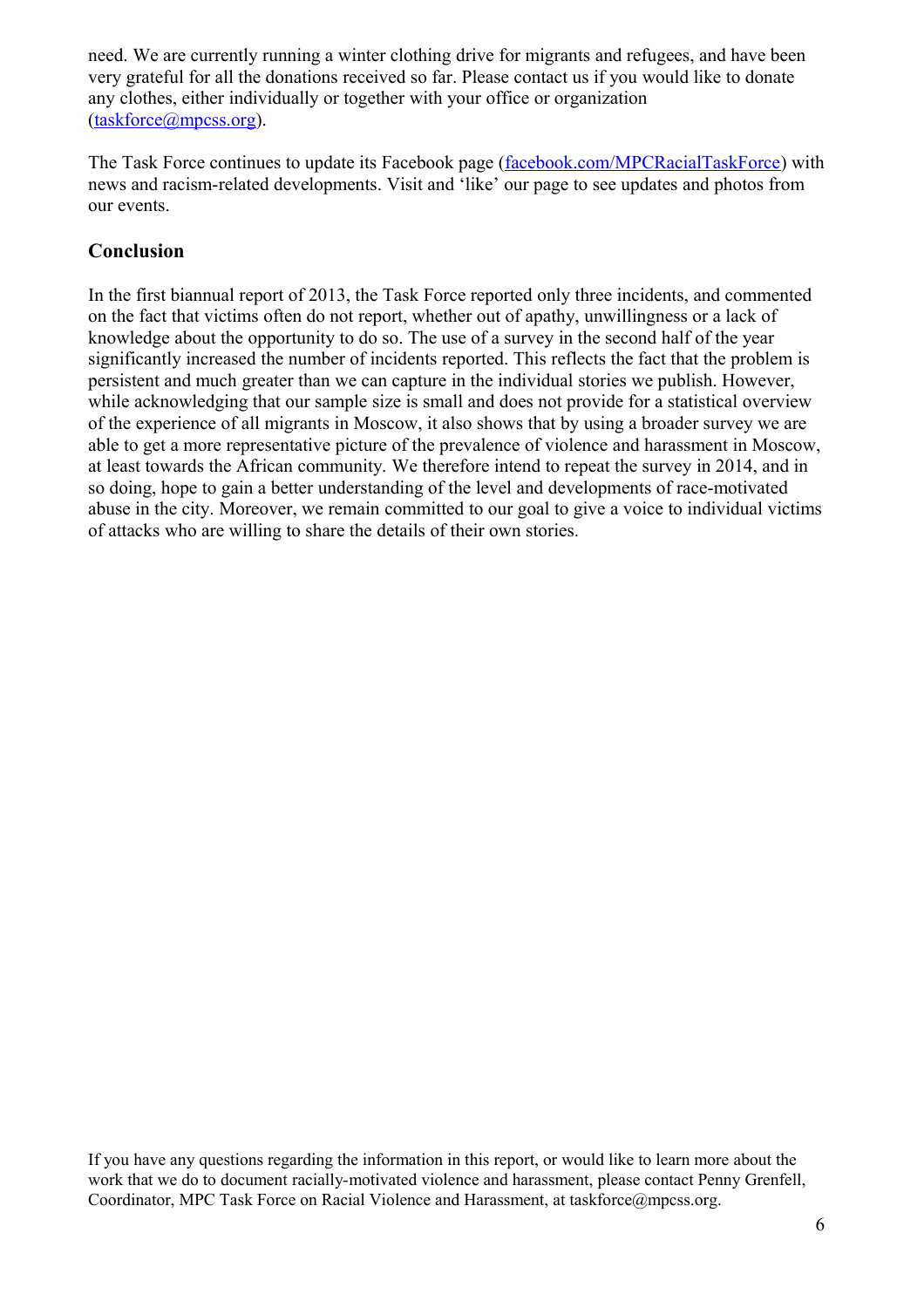need. We are currently running a winter clothing drive for migrants and refugees, and have been very grateful for all the donations received so far. Please contact us if you would like to donate any clothes, either individually or together with your office or organization (taskforce@mpcss.org).

The Task Force continues to update its Facebook page (facebook.com/MPCRacialTaskForce) with news and racism-related developments. Visit and 'like' our page to see updates and photos from our events.

## Conclusion

In the first biannual report of 2013, the Task Force reported only three incidents, and commented on the fact that victims often do not report, whether out of apathy, unwillingness or a lack of knowledge about the opportunity to do so. The use of a survey in the second half of the year significantly increased the number of incidents reported. This reflects the fact that the problem is persistent and much greater than we can capture in the individual stories we publish. However, while acknowledging that our sample size is small and does not provide for a statistical overview of the experience of all migrants in Moscow, it also shows that by using a broader survey we are able to get a more representative picture of the prevalence of violence and harassment in Moscow, at least towards the African community. We therefore intend to repeat the survey in 2014, and in so doing, hope to gain a better understanding of the level and developments of race-motivated abuse in the city. Moreover, we remain committed to our goal to give a voice to individual victims of attacks who are willing to share the details of their own stories.

If you have any questions regarding the information in this report, or would like to learn more about the work that we do to document racially-motivated violence and harassment, please contact Penny Grenfell, Coordinator, MPC Task Force on Racial Violence and Harassment, at taskforce@mpcss.org.